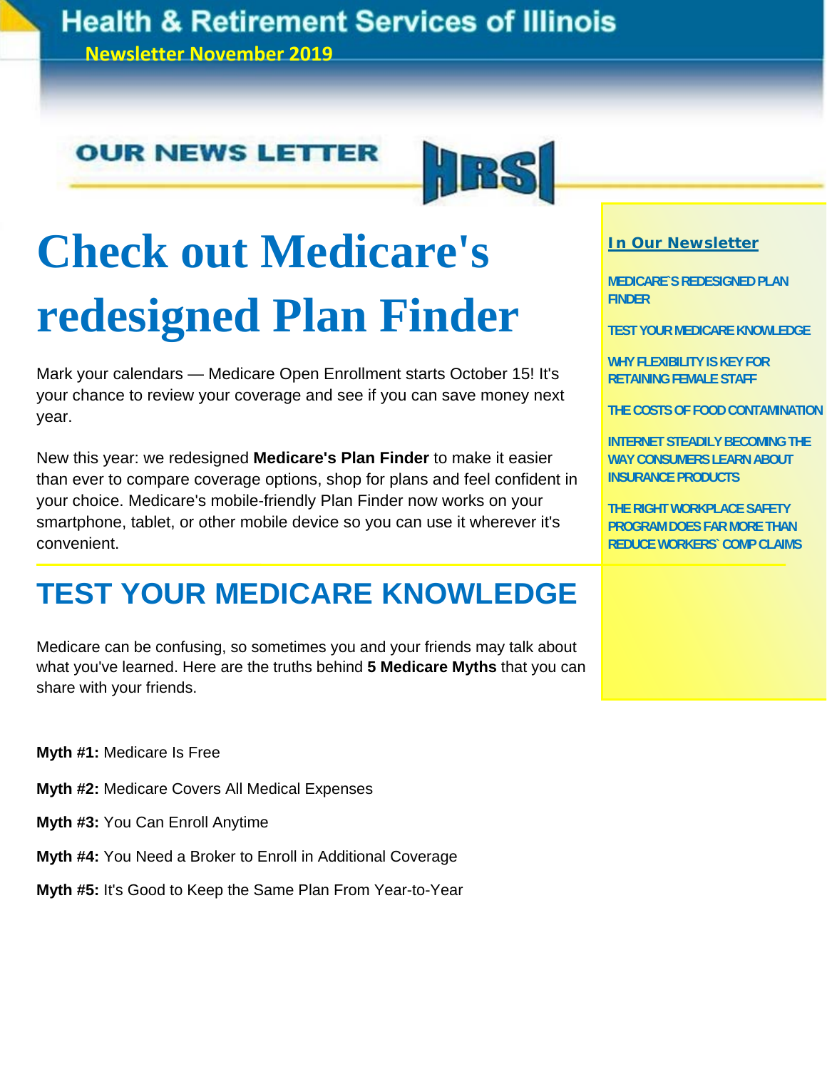# Health & Retirement Services of Illinois

**Newsletter November 2019**

OUR NEWS LETTER

HRSI

**In Our Newsletter**

- MEDICARE`S REDESIGNED PLAN FINDER
- TEST YOUR MEDICARE KNOWLEDGE
- WHY FLEXIBILITY IS KEY FOR RETAINING FEMALE STAFF
- THE COSTS OF FOOD CONTAMINATION
- INTERNET STEADILY BECOMING THE WAY CONSUMERS LEARN ABOUT INSURANCE PRODUCTS
- THE RIGHT WORKPLACE SAFETY PROGRAM DOES FAR MORE THAN REDUCE WORKERS` COMP CLAIMS

# Check out Medicare's redesigned Plan Finder

Mark your calendars — Medicare Open Enrollment starts October 15! It's your chance to review your coverage and see if you can save money next year.

New this year: we redesigned **Medicare's Plan Finder** to make it easier than ever to compare coverage options, shop for plans and feel confident in your choice. Medicare's mobile-friendly Plan Finder now works on your smartphone, tablet, or other mobile device so you can use it wherever it's convenient.

## TEST YOUR MEDICARE KNOWLEDGE

Medicare can be confusing, so sometimes you and your friends may talk about what you've learned. Here are the truths behind **5 Medicare Myths** that you can share with your friends.

**Myth #1:** Medicare Is Free

**Myth #2:** Medicare Covers All Medical Expenses

**Myth #3:** You Can Enroll Anytime

**Myth #4:** You Need a Broker to Enroll in Additional Coverage

**Myth #5:** It's Good to Keep the Same Plan From Year-to-Year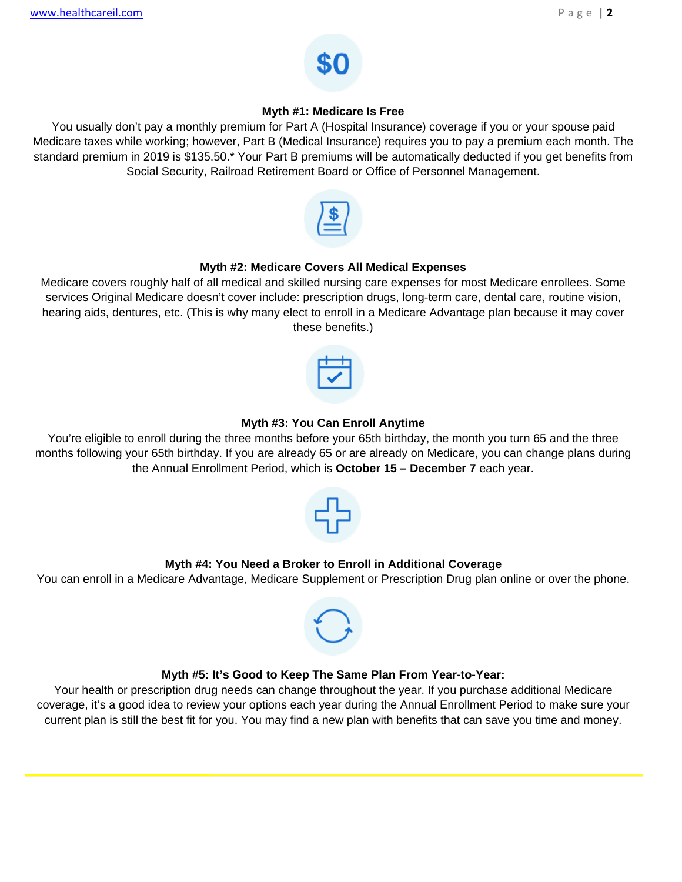### Myth #1: Medicare Is Free

You usually don't pay a monthly premium for Part A (Hospital Insurance) coverage if you or your spouse paid Medicare taxes while working; however, Part B (Medical Insurance) requires you to pay a premium each month. The standard premium in 2019 is $135.50.* Your Part B premiums will be automatically deducted if you get benefits from Social Security, Railroad Retirement Board or Office of Personnel Management.

### Myth #2: Medicare Covers All Medical Expenses

Medicare covers roughly half of all medical and skilled nursing care expenses for most Medicare enrollees. Some services Original Medicare doesn't cover include: prescription drugs, long-term care, dental care, routine vision, hearing aids, dentures, etc. (This is why many elect to enroll in a Medicare Advantage plan because it may cover these benefits.)

### Myth #3: You Can Enroll Anytime

You're eligible to enroll during the three months before your 65th birthday, the month you turn 65 and the three months following your 65th birthday. If you are already 65 or are already on Medicare, you can change plans during the Annual Enrollment Period, which is **October 15 – December 7** each year.

### Myth #4: You Need a Broker to Enroll in Additional Coverage

You can enroll in a Medicare Advantage, Medicare Supplement or Prescription Drug plan online or over the phone.

### Myth #5: It's Good to Keep The Same Plan From Year-to-Year:

Your health or prescription drug needs can change throughout the year. If you purchase additional Medicare coverage, it's a good idea to review your options each year during the Annual Enrollment Period to make sure your current plan is still the best fit for you. You may find a new plan with benefits that can save you time and money.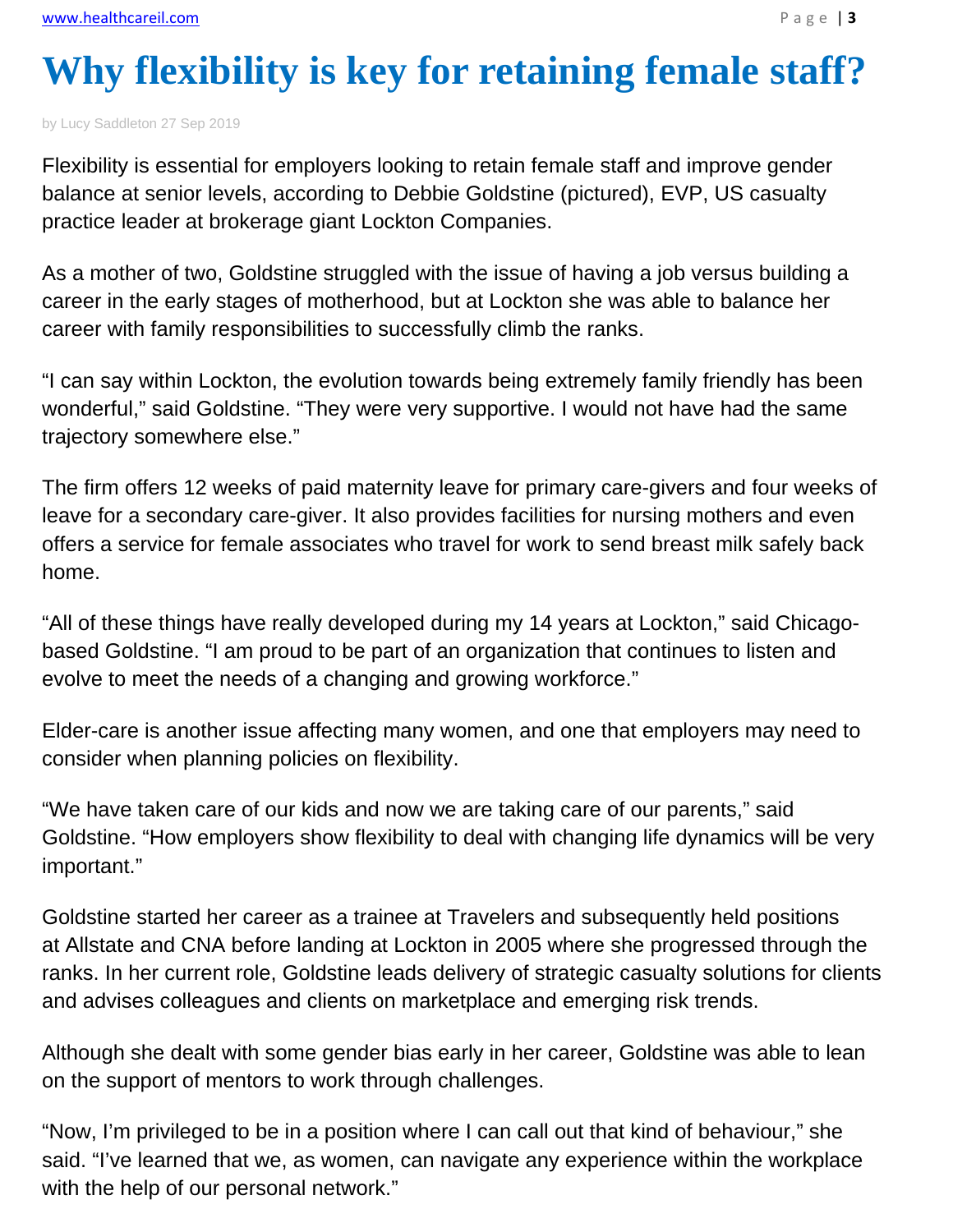# Why flexibility is key for retaining female staff?

by Lucy Saddleton 27 Sep 2019

Flexibility is essential for employers looking to retain female staff and improve gender balance at senior levels, according to Debbie Goldstine (pictured), EVP, US casualty practice leader at brokerage giant Lockton Companies.

As a mother of two, Goldstine struggled with the issue of having a job versus building a career in the early stages of motherhood, but at Lockton she was able to balance her career with family responsibilities to successfully climb the ranks.

"I can say within Lockton, the evolution towards being extremely family friendly has been wonderful," said Goldstine. "They were very supportive. I would not have had the same trajectory somewhere else."

The firm offers 12 weeks of paid maternity leave for primary care-givers and four weeks of leave for a secondary care-giver. It also provides facilities for nursing mothers and even offers a service for female associates who travel for work to send breast milk safely back home.

"All of these things have really developed during my 14 years at Lockton," said Chicago-based Goldstine. "I am proud to be part of an organization that continues to listen and evolve to meet the needs of a changing and growing workforce."

Elder-care is another issue affecting many women, and one that employers may need to consider when planning policies on flexibility.

"We have taken care of our kids and now we are taking care of our parents," said Goldstine. "How employers show flexibility to deal with changing life dynamics will be very important."

Goldstine started her career as a trainee at Travelers and subsequently held positions at Allstate and CNA before landing at Lockton in 2005 where she progressed through the ranks. In her current role, Goldstine leads delivery of strategic casualty solutions for clients and advises colleagues and clients on marketplace and emerging risk trends.

Although she dealt with some gender bias early in her career, Goldstine was able to lean on the support of mentors to work through challenges.

"Now, I'm privileged to be in a position where I can call out that kind of behaviour," she said. "I've learned that we, as women, can navigate any experience within the workplace with the help of our personal network."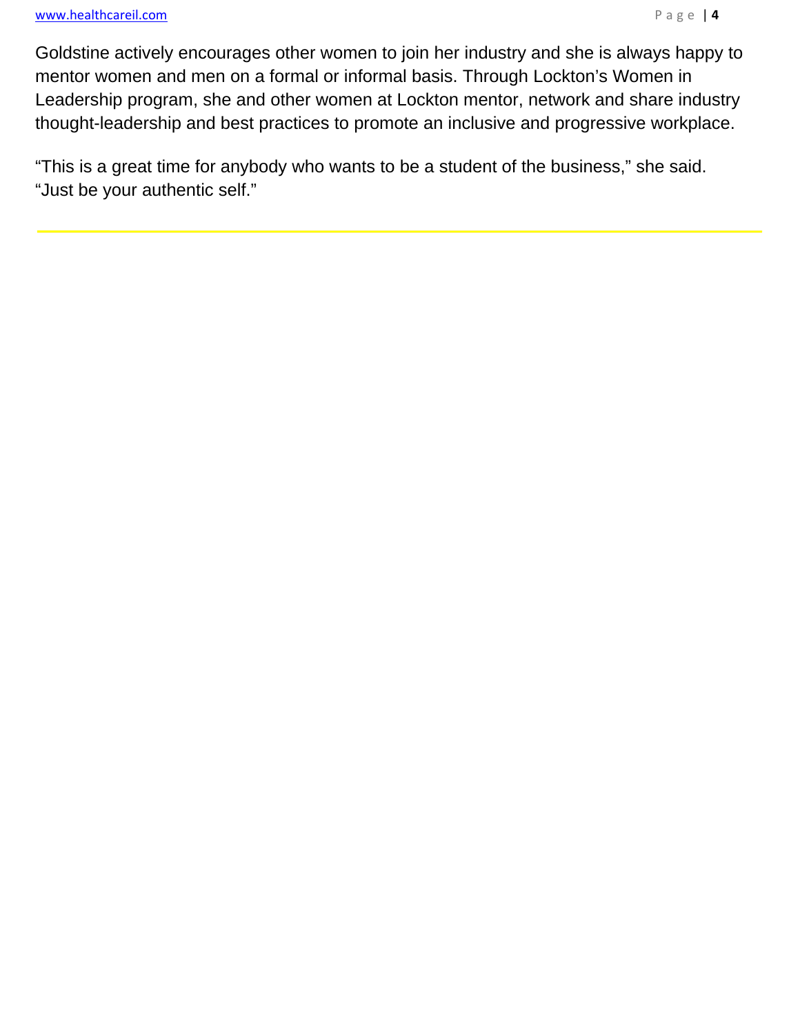Goldstine actively encourages other women to join her industry and she is always happy to mentor women and men on a formal or informal basis. Through Lockton's Women in Leadership program, she and other women at Lockton mentor, network and share industry thought-leadership and best practices to promote an inclusive and progressive workplace.

"This is a great time for anybody who wants to be a student of the business," she said. "Just be your authentic self."

---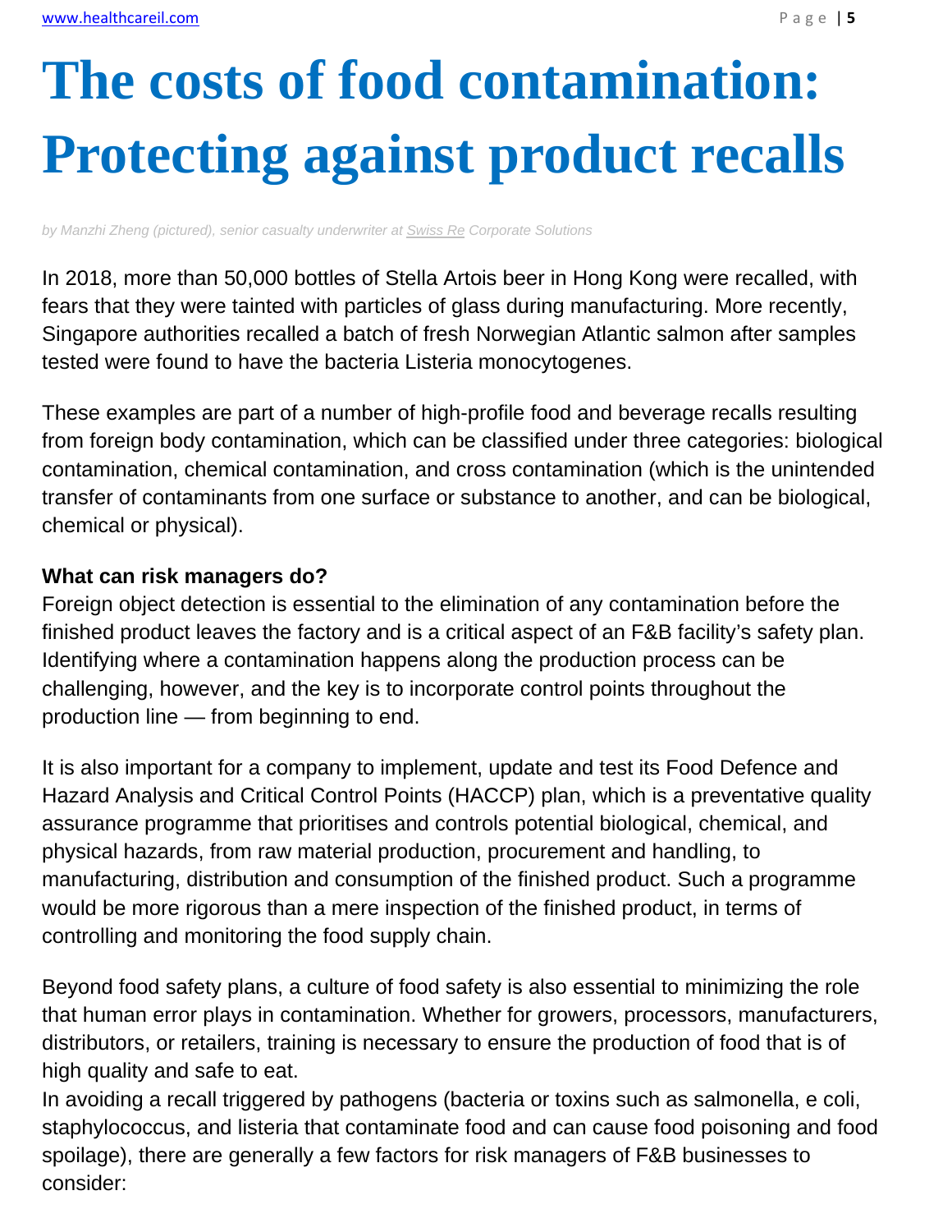# The costs of food contamination: Protecting against product recalls

*by Manzhi Zheng (pictured), senior casualty underwriter at Swiss Re Corporate Solutions*

In 2018, more than 50,000 bottles of Stella Artois beer in Hong Kong were recalled, with fears that they were tainted with particles of glass during manufacturing. More recently, Singapore authorities recalled a batch of fresh Norwegian Atlantic salmon after samples tested were found to have the bacteria Listeria monocytogenes.

These examples are part of a number of high-profile food and beverage recalls resulting from foreign body contamination, which can be classified under three categories: biological contamination, chemical contamination, and cross contamination (which is the unintended transfer of contaminants from one surface or substance to another, and can be biological, chemical or physical).

**What can risk managers do?**

Foreign object detection is essential to the elimination of any contamination before the finished product leaves the factory and is a critical aspect of an F&B facility's safety plan. Identifying where a contamination happens along the production process can be challenging, however, and the key is to incorporate control points throughout the production line — from beginning to end.

It is also important for a company to implement, update and test its Food Defence and Hazard Analysis and Critical Control Points (HACCP) plan, which is a preventative quality assurance programme that prioritises and controls potential biological, chemical, and physical hazards, from raw material production, procurement and handling, to manufacturing, distribution and consumption of the finished product. Such a programme would be more rigorous than a mere inspection of the finished product, in terms of controlling and monitoring the food supply chain.

Beyond food safety plans, a culture of food safety is also essential to minimizing the role that human error plays in contamination. Whether for growers, processors, manufacturers, distributors, or retailers, training is necessary to ensure the production of food that is of high quality and safe to eat.

In avoiding a recall triggered by pathogens (bacteria or toxins such as salmonella, e coli, staphylococcus, and listeria that contaminate food and can cause food poisoning and food spoilage), there are generally a few factors for risk managers of F&B businesses to consider: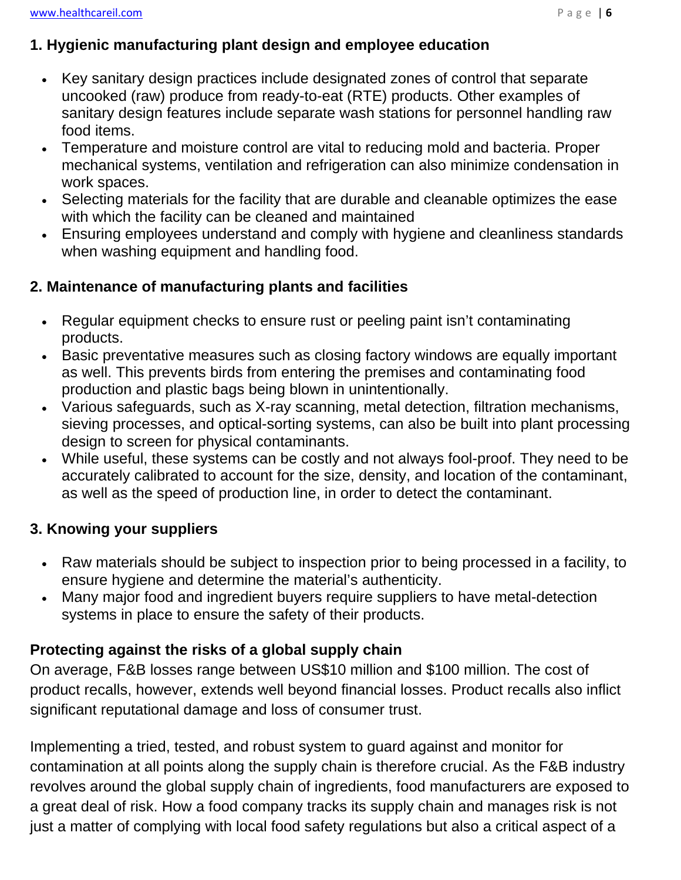### 1. Hygienic manufacturing plant design and employee education

- Key sanitary design practices include designated zones of control that separate uncooked (raw) produce from ready-to-eat (RTE) products. Other examples of sanitary design features include separate wash stations for personnel handling raw food items.
- Temperature and moisture control are vital to reducing mold and bacteria. Proper mechanical systems, ventilation and refrigeration can also minimize condensation in work spaces.
- Selecting materials for the facility that are durable and cleanable optimizes the ease with which the facility can be cleaned and maintained
- Ensuring employees understand and comply with hygiene and cleanliness standards when washing equipment and handling food.

### 2. Maintenance of manufacturing plants and facilities

- Regular equipment checks to ensure rust or peeling paint isn't contaminating products.
- Basic preventative measures such as closing factory windows are equally important as well. This prevents birds from entering the premises and contaminating food production and plastic bags being blown in unintentionally.
- Various safeguards, such as X-ray scanning, metal detection, filtration mechanisms, sieving processes, and optical-sorting systems, can also be built into plant processing design to screen for physical contaminants.
- While useful, these systems can be costly and not always fool-proof. They need to be accurately calibrated to account for the size, density, and location of the contaminant, as well as the speed of production line, in order to detect the contaminant.

### 3. Knowing your suppliers

- Raw materials should be subject to inspection prior to being processed in a facility, to ensure hygiene and determine the material's authenticity.
- Many major food and ingredient buyers require suppliers to have metal-detection systems in place to ensure the safety of their products.

### Protecting against the risks of a global supply chain

On average, F&B losses range between US$10 million and $100 million. The cost of product recalls, however, extends well beyond financial losses. Product recalls also inflict significant reputational damage and loss of consumer trust.

Implementing a tried, tested, and robust system to guard against and monitor for contamination at all points along the supply chain is therefore crucial. As the F&B industry revolves around the global supply chain of ingredients, food manufacturers are exposed to a great deal of risk. How a food company tracks its supply chain and manages risk is not just a matter of complying with local food safety regulations but also a critical aspect of a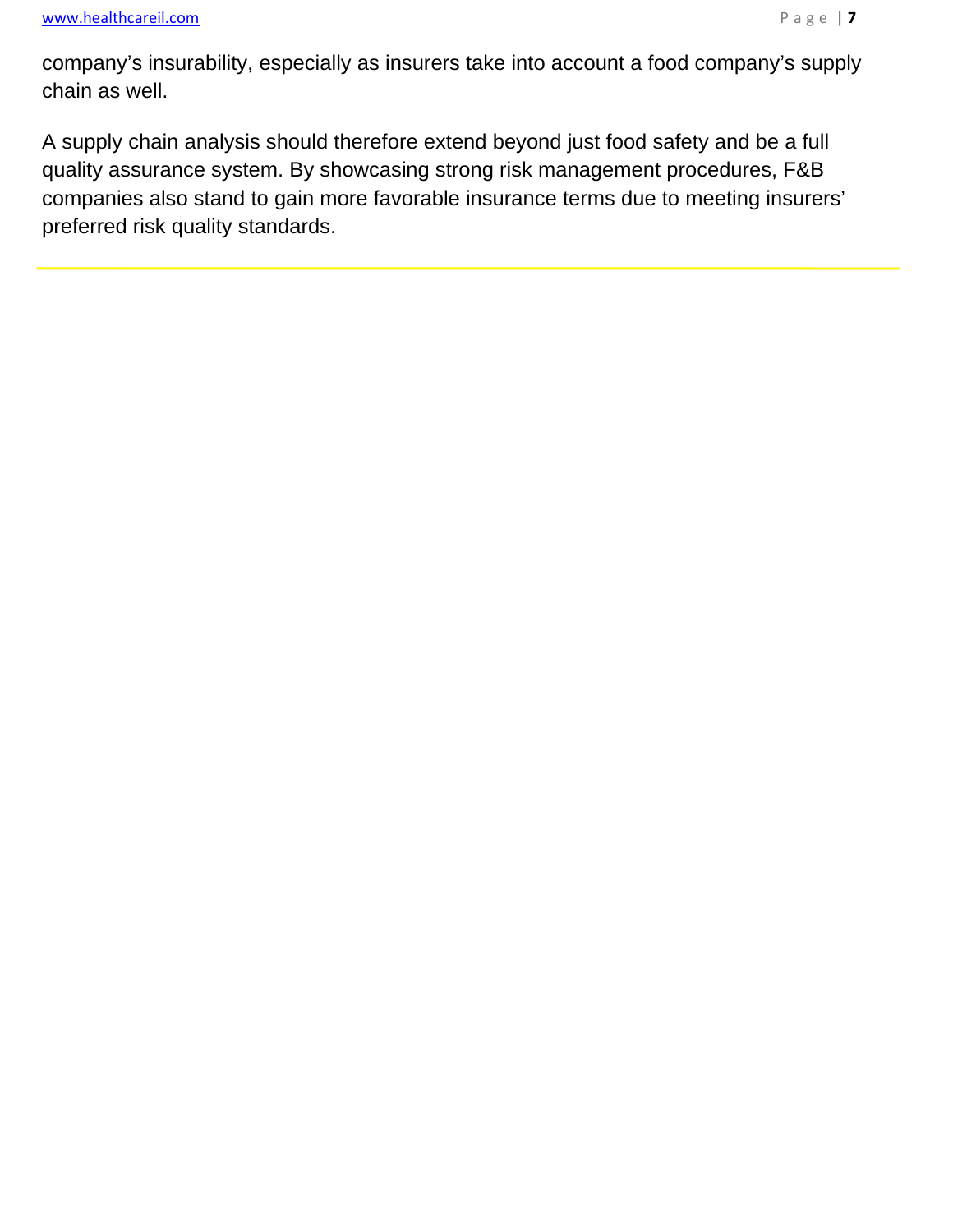company's insurability, especially as insurers take into account a food company's supply chain as well.

A supply chain analysis should therefore extend beyond just food safety and be a full quality assurance system. By showcasing strong risk management procedures, F&B companies also stand to gain more favorable insurance terms due to meeting insurers' preferred risk quality standards.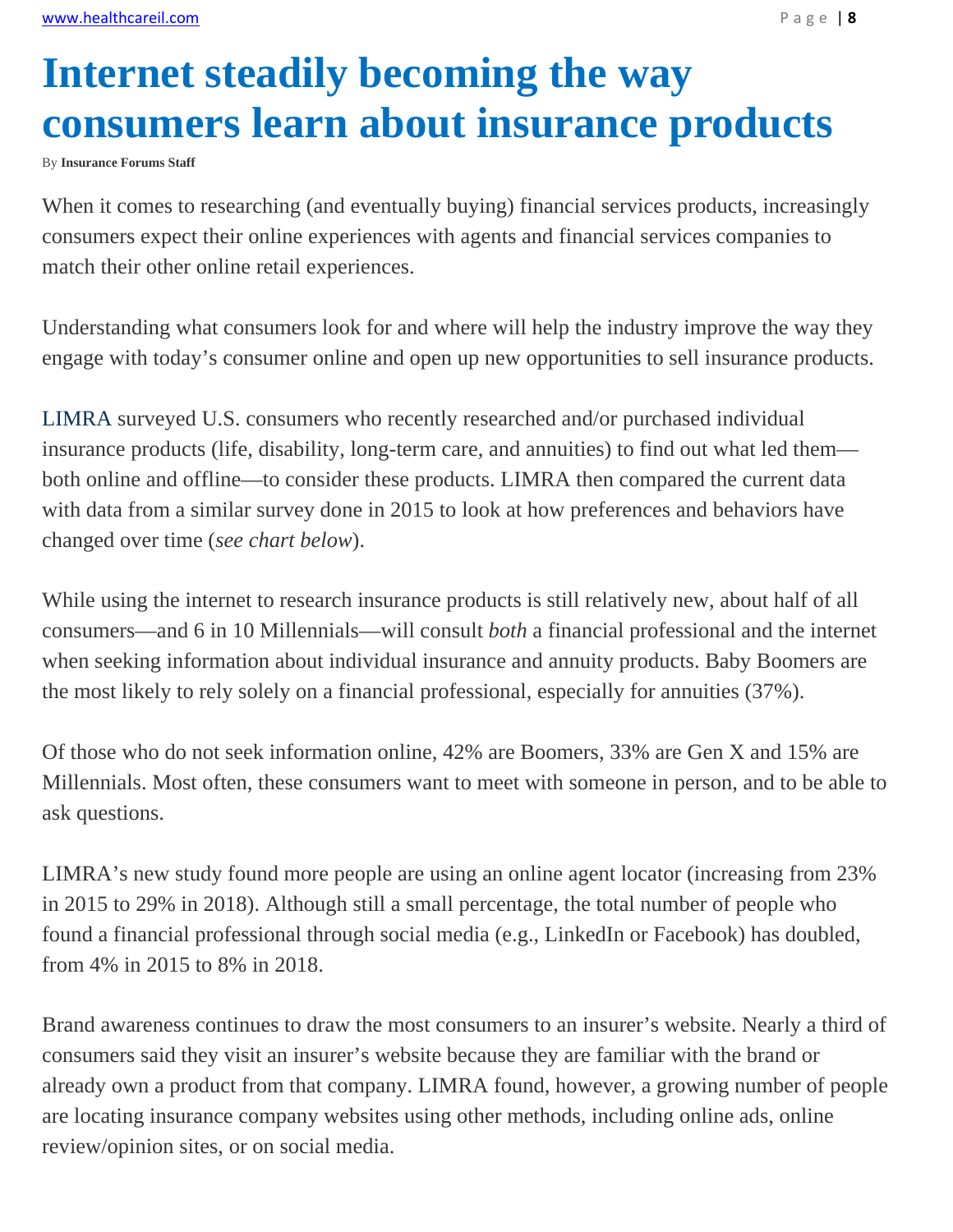# Internet steadily becoming the way consumers learn about insurance products

By **Insurance Forums Staff**

When it comes to researching (and eventually buying) financial services products, increasingly consumers expect their online experiences with agents and financial services companies to match their other online retail experiences.

Understanding what consumers look for and where will help the industry improve the way they engage with today's consumer online and open up new opportunities to sell insurance products.

LIMRA surveyed U.S. consumers who recently researched and/or purchased individual insurance products (life, disability, long-term care, and annuities) to find out what led them—both online and offline—to consider these products. LIMRA then compared the current data with data from a similar survey done in 2015 to look at how preferences and behaviors have changed over time (*see chart below*).

While using the internet to research insurance products is still relatively new, about half of all consumers—and 6 in 10 Millennials—will consult *both* a financial professional and the internet when seeking information about individual insurance and annuity products. Baby Boomers are the most likely to rely solely on a financial professional, especially for annuities (37%).

Of those who do not seek information online, 42% are Boomers, 33% are Gen X and 15% are Millennials. Most often, these consumers want to meet with someone in person, and to be able to ask questions.

LIMRA's new study found more people are using an online agent locator (increasing from 23% in 2015 to 29% in 2018). Although still a small percentage, the total number of people who found a financial professional through social media (e.g., LinkedIn or Facebook) has doubled, from 4% in 2015 to 8% in 2018.

Brand awareness continues to draw the most consumers to an insurer's website. Nearly a third of consumers said they visit an insurer's website because they are familiar with the brand or already own a product from that company. LIMRA found, however, a growing number of people are locating insurance company websites using other methods, including online ads, online review/opinion sites, or on social media.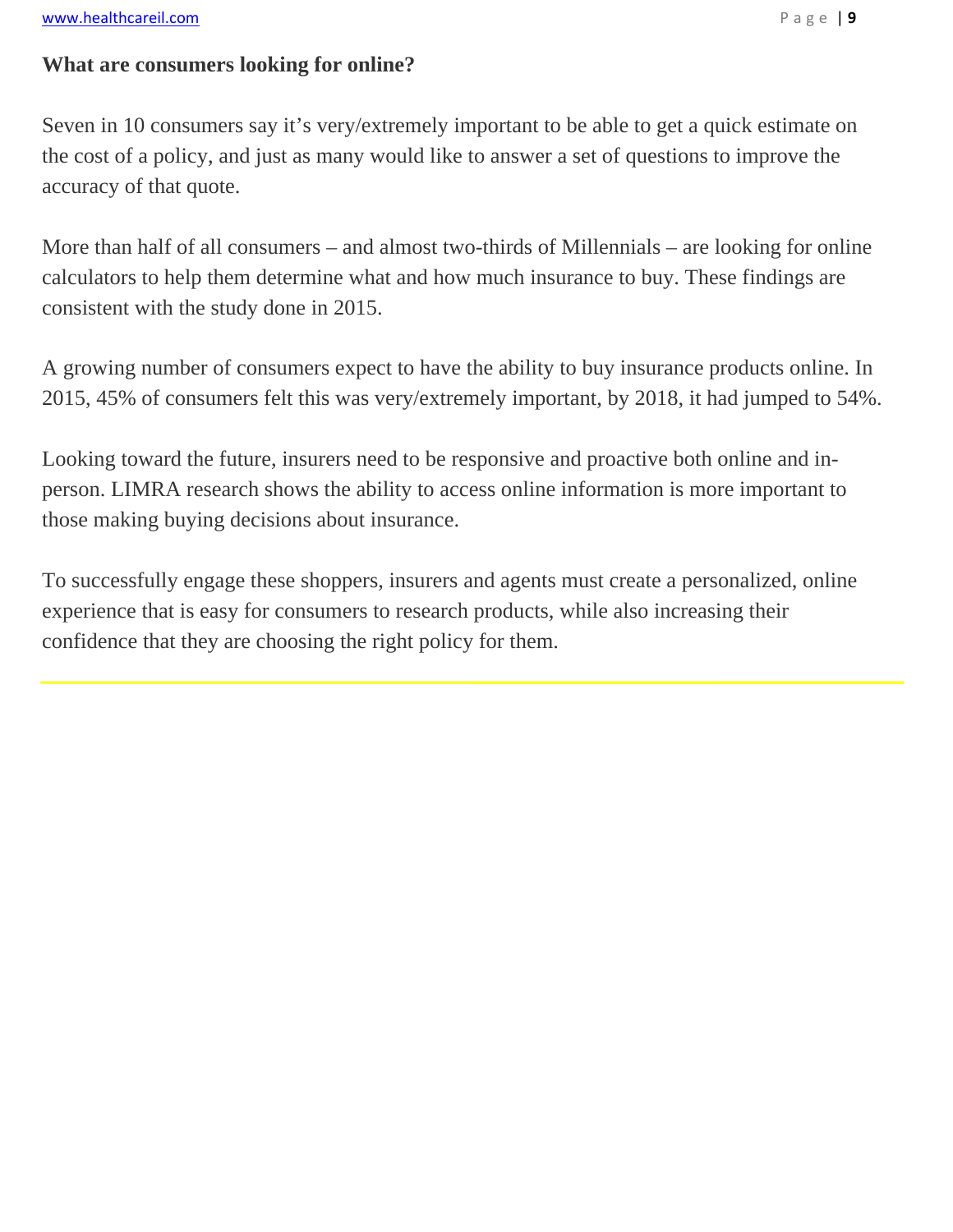**What are consumers looking for online?**

Seven in 10 consumers say it's very/extremely important to be able to get a quick estimate on the cost of a policy, and just as many would like to answer a set of questions to improve the accuracy of that quote.

More than half of all consumers – and almost two-thirds of Millennials – are looking for online calculators to help them determine what and how much insurance to buy. These findings are consistent with the study done in 2015.

A growing number of consumers expect to have the ability to buy insurance products online. In 2015, 45% of consumers felt this was very/extremely important, by 2018, it had jumped to 54%.

Looking toward the future, insurers need to be responsive and proactive both online and in-person. LIMRA research shows the ability to access online information is more important to those making buying decisions about insurance.

To successfully engage these shoppers, insurers and agents must create a personalized, online experience that is easy for consumers to research products, while also increasing their confidence that they are choosing the right policy for them.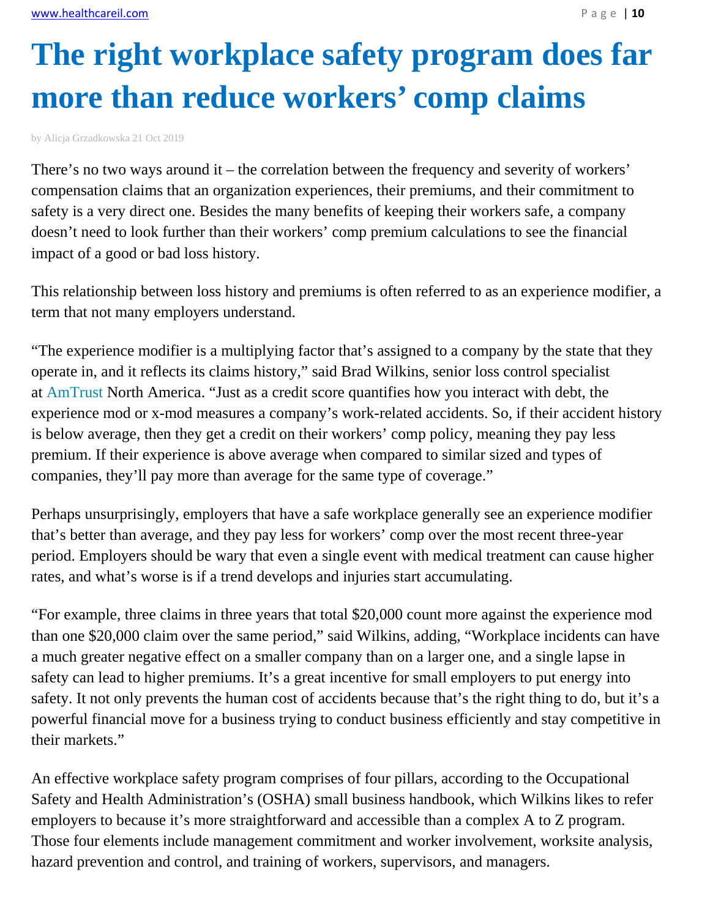# The right workplace safety program does far more than reduce workers' comp claims

by Alicja Grzadkowska 21 Oct 2019

There's no two ways around it – the correlation between the frequency and severity of workers' compensation claims that an organization experiences, their premiums, and their commitment to safety is a very direct one. Besides the many benefits of keeping their workers safe, a company doesn't need to look further than their workers' comp premium calculations to see the financial impact of a good or bad loss history.

This relationship between loss history and premiums is often referred to as an experience modifier, a term that not many employers understand.

"The experience modifier is a multiplying factor that's assigned to a company by the state that they operate in, and it reflects its claims history," said Brad Wilkins, senior loss control specialist at AmTrust North America. "Just as a credit score quantifies how you interact with debt, the experience mod or x-mod measures a company's work-related accidents. So, if their accident history is below average, then they get a credit on their workers' comp policy, meaning they pay less premium. If their experience is above average when compared to similar sized and types of companies, they'll pay more than average for the same type of coverage."

Perhaps unsurprisingly, employers that have a safe workplace generally see an experience modifier that's better than average, and they pay less for workers' comp over the most recent three-year period. Employers should be wary that even a single event with medical treatment can cause higher rates, and what's worse is if a trend develops and injuries start accumulating.

"For example, three claims in three years that total $20,000 count more against the experience mod than one $20,000 claim over the same period," said Wilkins, adding, "Workplace incidents can have a much greater negative effect on a smaller company than on a larger one, and a single lapse in safety can lead to higher premiums. It's a great incentive for small employers to put energy into safety. It not only prevents the human cost of accidents because that's the right thing to do, but it's a powerful financial move for a business trying to conduct business efficiently and stay competitive in their markets."

An effective workplace safety program comprises of four pillars, according to the Occupational Safety and Health Administration's (OSHA) small business handbook, which Wilkins likes to refer employers to because it's more straightforward and accessible than a complex A to Z program. Those four elements include management commitment and worker involvement, worksite analysis, hazard prevention and control, and training of workers, supervisors, and managers.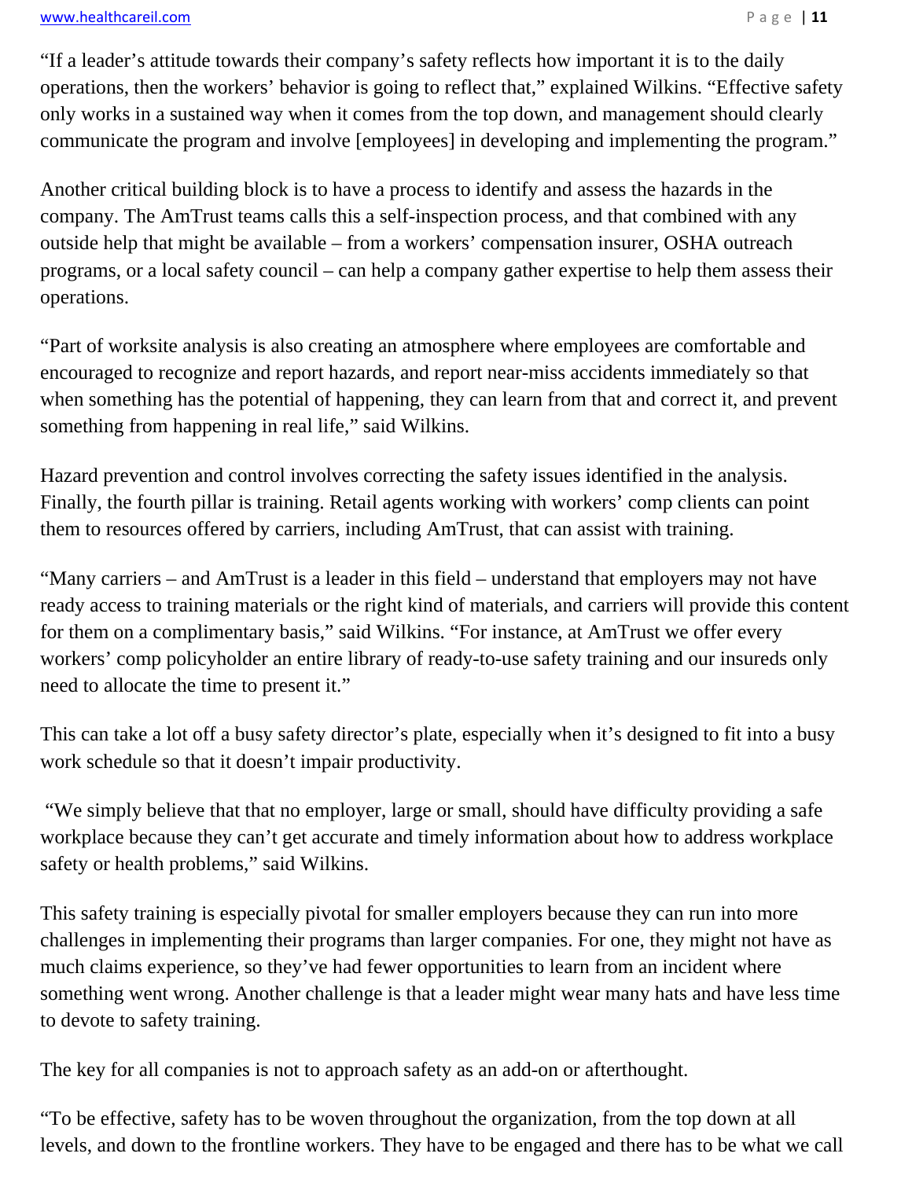"If a leader's attitude towards their company's safety reflects how important it is to the daily operations, then the workers' behavior is going to reflect that," explained Wilkins. "Effective safety only works in a sustained way when it comes from the top down, and management should clearly communicate the program and involve [employees] in developing and implementing the program."

Another critical building block is to have a process to identify and assess the hazards in the company. The AmTrust teams calls this a self-inspection process, and that combined with any outside help that might be available – from a workers' compensation insurer, OSHA outreach programs, or a local safety council – can help a company gather expertise to help them assess their operations.

"Part of worksite analysis is also creating an atmosphere where employees are comfortable and encouraged to recognize and report hazards, and report near-miss accidents immediately so that when something has the potential of happening, they can learn from that and correct it, and prevent something from happening in real life," said Wilkins.

Hazard prevention and control involves correcting the safety issues identified in the analysis. Finally, the fourth pillar is training. Retail agents working with workers' comp clients can point them to resources offered by carriers, including AmTrust, that can assist with training.

"Many carriers – and AmTrust is a leader in this field – understand that employers may not have ready access to training materials or the right kind of materials, and carriers will provide this content for them on a complimentary basis," said Wilkins. "For instance, at AmTrust we offer every workers' comp policyholder an entire library of ready-to-use safety training and our insureds only need to allocate the time to present it."

This can take a lot off a busy safety director's plate, especially when it's designed to fit into a busy work schedule so that it doesn't impair productivity.

"We simply believe that that no employer, large or small, should have difficulty providing a safe workplace because they can't get accurate and timely information about how to address workplace safety or health problems," said Wilkins.

This safety training is especially pivotal for smaller employers because they can run into more challenges in implementing their programs than larger companies. For one, they might not have as much claims experience, so they've had fewer opportunities to learn from an incident where something went wrong. Another challenge is that a leader might wear many hats and have less time to devote to safety training.

The key for all companies is not to approach safety as an add-on or afterthought.

"To be effective, safety has to be woven throughout the organization, from the top down at all levels, and down to the frontline workers. They have to be engaged and there has to be what we call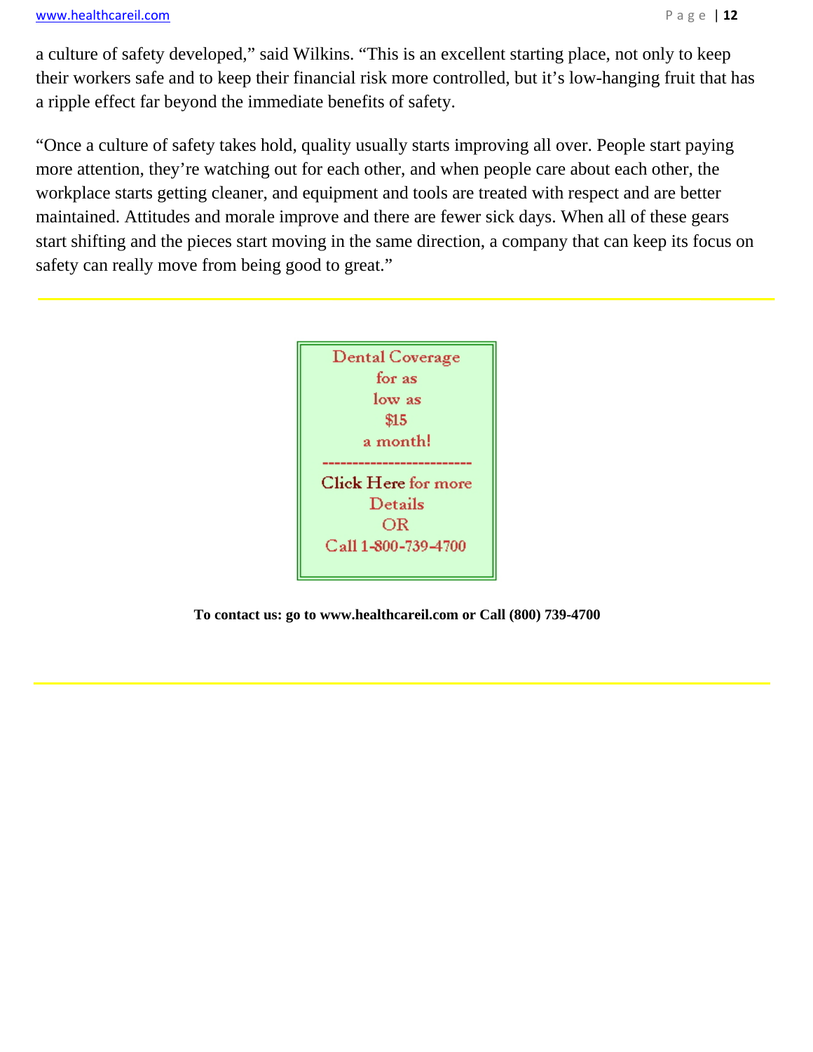a culture of safety developed," said Wilkins. "This is an excellent starting place, not only to keep their workers safe and to keep their financial risk more controlled, but it's low-hanging fruit that has a ripple effect far beyond the immediate benefits of safety.

"Once a culture of safety takes hold, quality usually starts improving all over. People start paying more attention, they're watching out for each other, and when people care about each other, the workplace starts getting cleaner, and equipment and tools are treated with respect and are better maintained. Attitudes and morale improve and there are fewer sick days. When all of these gears start shifting and the pieces start moving in the same direction, a company that can keep its focus on safety can really move from being good to great."

---

Dental Coverage
for as
low as
$15
a month!

Click Here for more
Details
OR
Call 1-800-739-4700

**To contact us: go to www.healthcareil.com or Call (800) 739-4700**

---